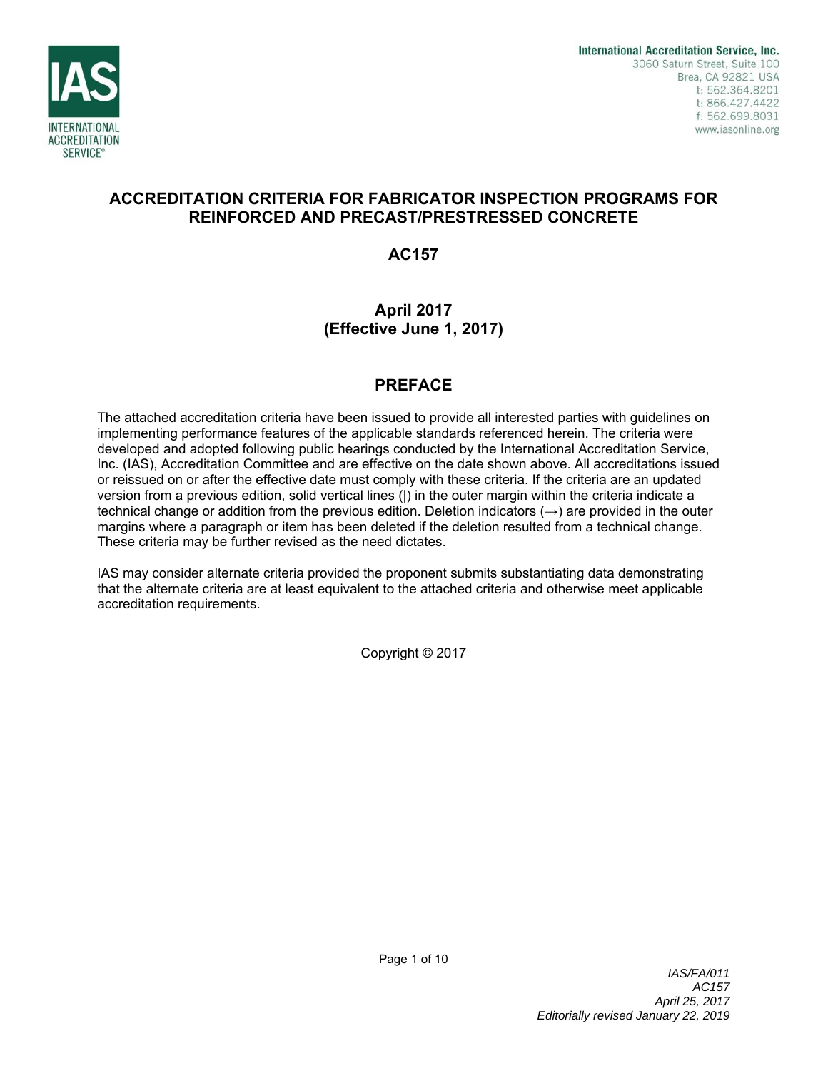International Accreditation Service, Inc.
3060 Saturn Street, Suite 100
Brea, CA 92821 USA
t: 562.364.8201
t: 866.427.4422
f: 562.699.8031
www.iasonline.org

# ACCREDITATION CRITERIA FOR FABRICATOR INSPECTION PROGRAMS FOR REINFORCED AND PRECAST/PRESTRESSED CONCRETE

## AC157

## April 2017
## (Effective June 1, 2017)

## PREFACE

The attached accreditation criteria have been issued to provide all interested parties with guidelines on implementing performance features of the applicable standards referenced herein. The criteria were developed and adopted following public hearings conducted by the International Accreditation Service, Inc. (IAS), Accreditation Committee and are effective on the date shown above. All accreditations issued or reissued on or after the effective date must comply with these criteria. If the criteria are an updated version from a previous edition, solid vertical lines (|) in the outer margin within the criteria indicate a technical change or addition from the previous edition. Deletion indicators (→) are provided in the outer margins where a paragraph or item has been deleted if the deletion resulted from a technical change. These criteria may be further revised as the need dictates.

IAS may consider alternate criteria provided the proponent submits substantiating data demonstrating that the alternate criteria are at least equivalent to the attached criteria and otherwise meet applicable accreditation requirements.

Copyright © 2017

*IAS/FA/011*
*AC157*
*April 25, 2017*
*Editorially revised January 22, 2019*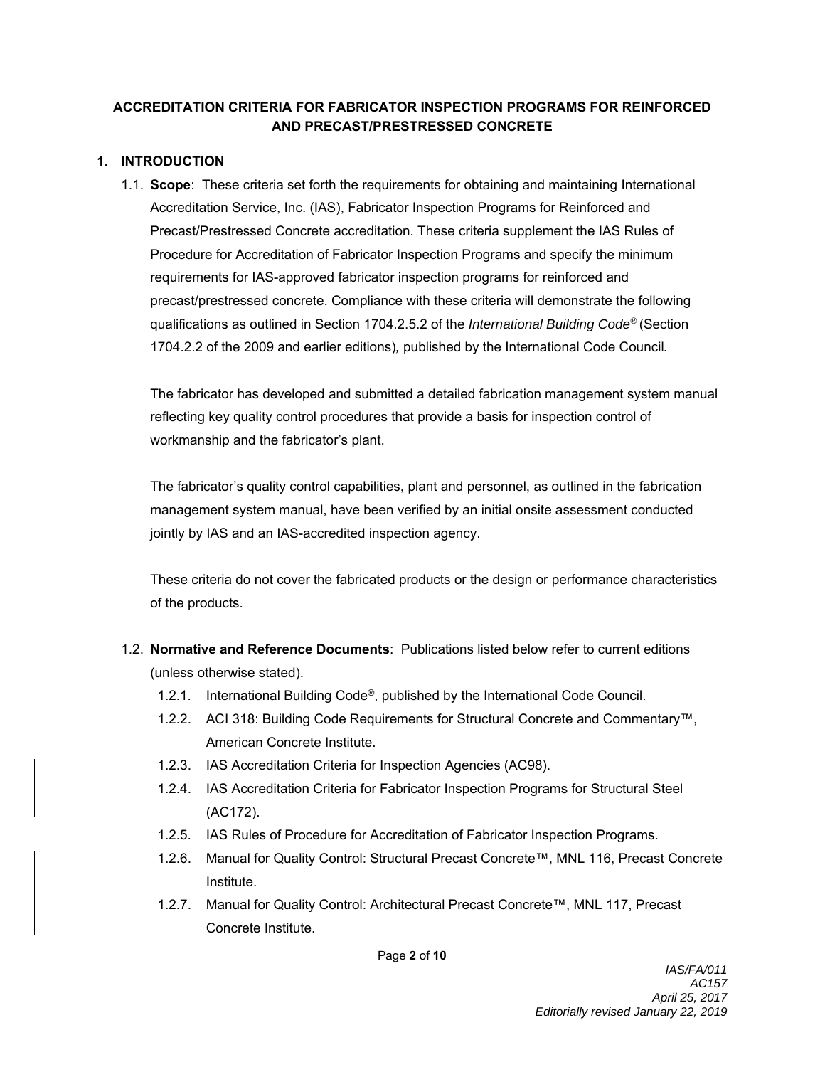## ACCREDITATION CRITERIA FOR FABRICATOR INSPECTION PROGRAMS FOR REINFORCED AND PRECAST/PRESTRESSED CONCRETE

### 1. INTRODUCTION

1.1. **Scope**: These criteria set forth the requirements for obtaining and maintaining International Accreditation Service, Inc. (IAS), Fabricator Inspection Programs for Reinforced and Precast/Prestressed Concrete accreditation. These criteria supplement the IAS Rules of Procedure for Accreditation of Fabricator Inspection Programs and specify the minimum requirements for IAS-approved fabricator inspection programs for reinforced and precast/prestressed concrete. Compliance with these criteria will demonstrate the following qualifications as outlined in Section 1704.2.5.2 of the *International Building Code®* (Section 1704.2.2 of the 2009 and earlier editions)*,* published by the International Code Council*.*

The fabricator has developed and submitted a detailed fabrication management system manual reflecting key quality control procedures that provide a basis for inspection control of workmanship and the fabricator's plant.

The fabricator's quality control capabilities, plant and personnel, as outlined in the fabrication management system manual, have been verified by an initial onsite assessment conducted jointly by IAS and an IAS-accredited inspection agency.

These criteria do not cover the fabricated products or the design or performance characteristics of the products.

1.2. **Normative and Reference Documents**: Publications listed below refer to current editions (unless otherwise stated).

1.2.1. International Building Code®, published by the International Code Council.

1.2.2. ACI 318: Building Code Requirements for Structural Concrete and Commentary™, American Concrete Institute.

1.2.3. IAS Accreditation Criteria for Inspection Agencies (AC98).

1.2.4. IAS Accreditation Criteria for Fabricator Inspection Programs for Structural Steel (AC172).

1.2.5. IAS Rules of Procedure for Accreditation of Fabricator Inspection Programs.

1.2.6. Manual for Quality Control: Structural Precast Concrete™, MNL 116, Precast Concrete Institute.

1.2.7. Manual for Quality Control: Architectural Precast Concrete™, MNL 117, Precast Concrete Institute.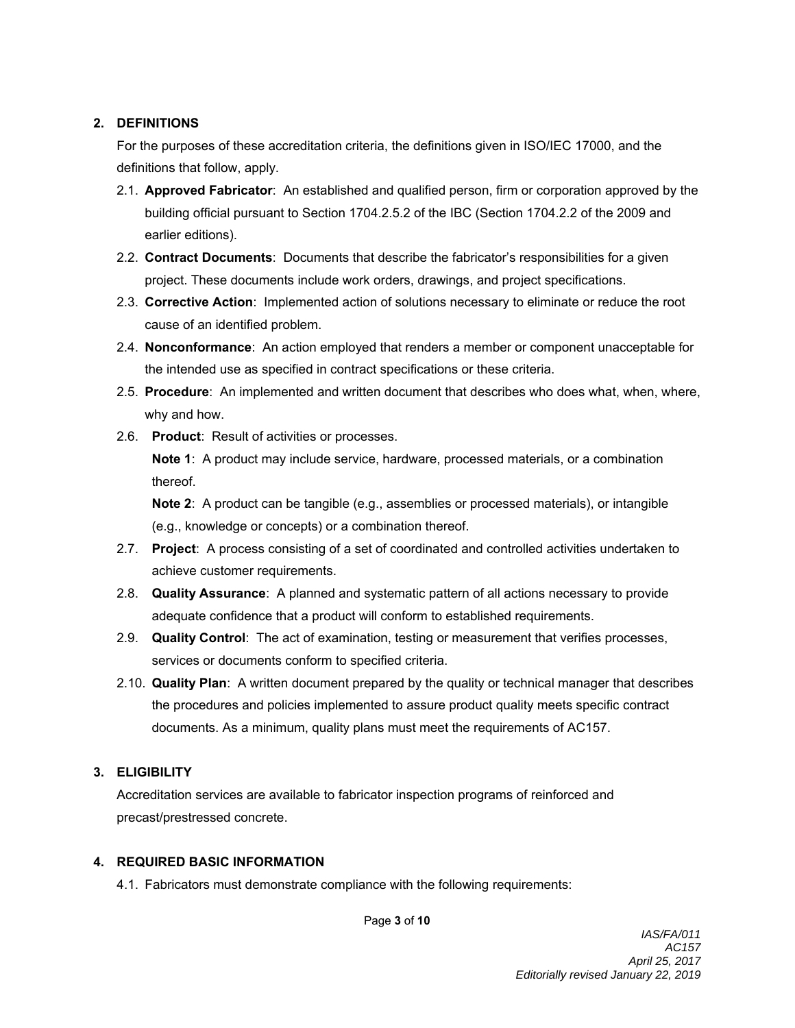## 2. DEFINITIONS

For the purposes of these accreditation criteria, the definitions given in ISO/IEC 17000, and the definitions that follow, apply.

2.1. **Approved Fabricator**: An established and qualified person, firm or corporation approved by the building official pursuant to Section 1704.2.5.2 of the IBC (Section 1704.2.2 of the 2009 and earlier editions).

2.2. **Contract Documents**: Documents that describe the fabricator's responsibilities for a given project. These documents include work orders, drawings, and project specifications.

2.3. **Corrective Action**: Implemented action of solutions necessary to eliminate or reduce the root cause of an identified problem.

2.4. **Nonconformance**: An action employed that renders a member or component unacceptable for the intended use as specified in contract specifications or these criteria.

2.5. **Procedure**: An implemented and written document that describes who does what, when, where, why and how.

2.6. **Product**: Result of activities or processes.

**Note 1**: A product may include service, hardware, processed materials, or a combination thereof.

**Note 2**: A product can be tangible (e.g., assemblies or processed materials), or intangible (e.g., knowledge or concepts) or a combination thereof.

2.7. **Project**: A process consisting of a set of coordinated and controlled activities undertaken to achieve customer requirements.

2.8. **Quality Assurance**: A planned and systematic pattern of all actions necessary to provide adequate confidence that a product will conform to established requirements.

2.9. **Quality Control**: The act of examination, testing or measurement that verifies processes, services or documents conform to specified criteria.

2.10. **Quality Plan**: A written document prepared by the quality or technical manager that describes the procedures and policies implemented to assure product quality meets specific contract documents. As a minimum, quality plans must meet the requirements of AC157.

## 3. ELIGIBILITY

Accreditation services are available to fabricator inspection programs of reinforced and precast/prestressed concrete.

## 4. REQUIRED BASIC INFORMATION

4.1. Fabricators must demonstrate compliance with the following requirements: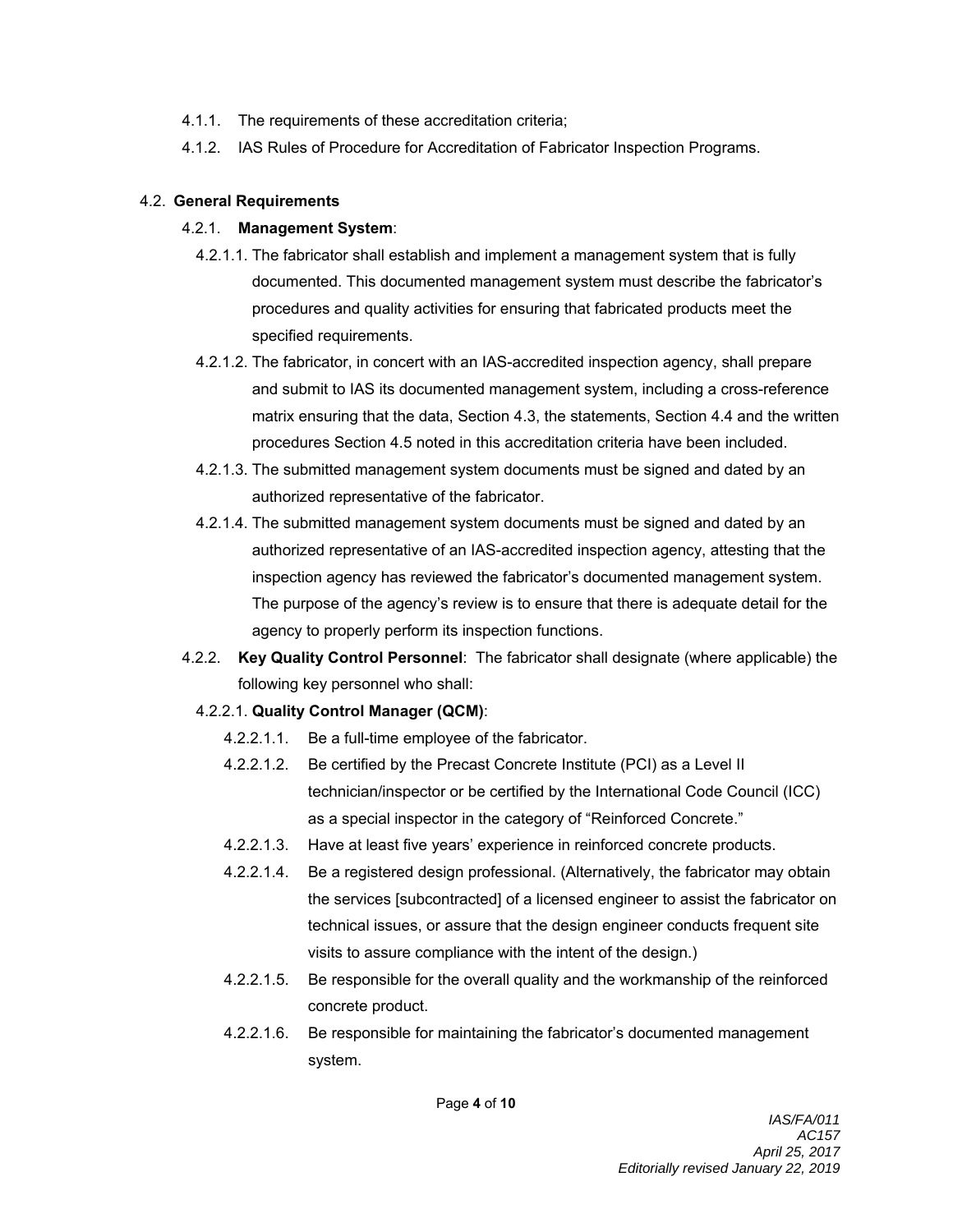4.1.1. The requirements of these accreditation criteria;

4.1.2. IAS Rules of Procedure for Accreditation of Fabricator Inspection Programs.

4.2. **General Requirements**

4.2.1. **Management System**:

4.2.1.1. The fabricator shall establish and implement a management system that is fully documented. This documented management system must describe the fabricator's procedures and quality activities for ensuring that fabricated products meet the specified requirements.

4.2.1.2. The fabricator, in concert with an IAS-accredited inspection agency, shall prepare and submit to IAS its documented management system, including a cross-reference matrix ensuring that the data, Section 4.3, the statements, Section 4.4 and the written procedures Section 4.5 noted in this accreditation criteria have been included.

4.2.1.3. The submitted management system documents must be signed and dated by an authorized representative of the fabricator.

4.2.1.4. The submitted management system documents must be signed and dated by an authorized representative of an IAS-accredited inspection agency, attesting that the inspection agency has reviewed the fabricator's documented management system. The purpose of the agency's review is to ensure that there is adequate detail for the agency to properly perform its inspection functions.

4.2.2. **Key Quality Control Personnel**: The fabricator shall designate (where applicable) the following key personnel who shall:

4.2.2.1. **Quality Control Manager (QCM)**:

4.2.2.1.1. Be a full-time employee of the fabricator.

4.2.2.1.2. Be certified by the Precast Concrete Institute (PCI) as a Level II technician/inspector or be certified by the International Code Council (ICC) as a special inspector in the category of "Reinforced Concrete."

4.2.2.1.3. Have at least five years' experience in reinforced concrete products.

4.2.2.1.4. Be a registered design professional. (Alternatively, the fabricator may obtain the services [subcontracted] of a licensed engineer to assist the fabricator on technical issues, or assure that the design engineer conducts frequent site visits to assure compliance with the intent of the design.)

4.2.2.1.5. Be responsible for the overall quality and the workmanship of the reinforced concrete product.

4.2.2.1.6. Be responsible for maintaining the fabricator's documented management system.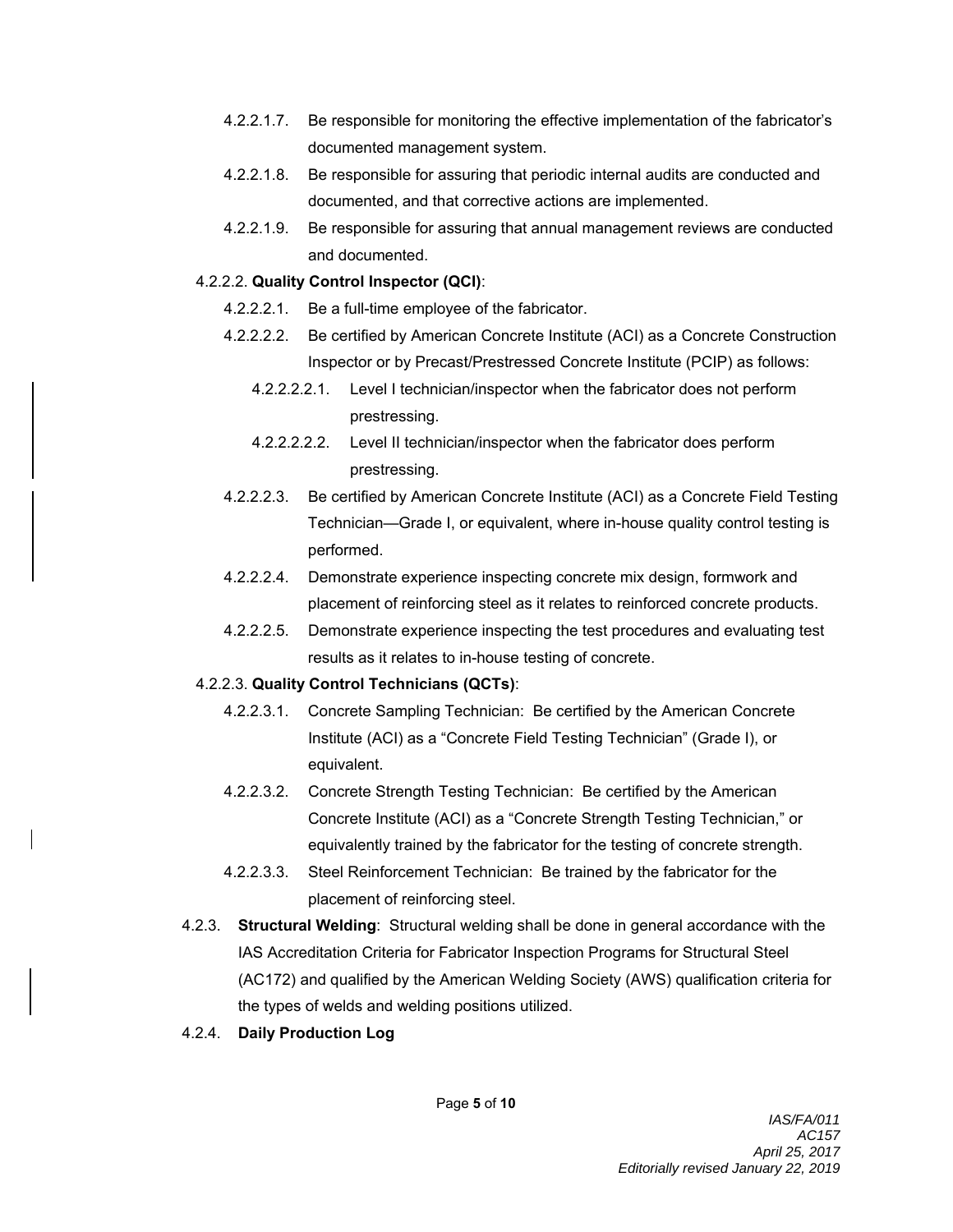- 4.2.2.1.7. Be responsible for monitoring the effective implementation of the fabricator's documented management system.
- 4.2.2.1.8. Be responsible for assuring that periodic internal audits are conducted and documented, and that corrective actions are implemented.
- 4.2.2.1.9. Be responsible for assuring that annual management reviews are conducted and documented.

4.2.2.2. **Quality Control Inspector (QCI)**:

- 4.2.2.2.1. Be a full-time employee of the fabricator.
- 4.2.2.2.2. Be certified by American Concrete Institute (ACI) as a Concrete Construction Inspector or by Precast/Prestressed Concrete Institute (PCIP) as follows:
  - 4.2.2.2.2.1. Level I technician/inspector when the fabricator does not perform prestressing.
  - 4.2.2.2.2.2. Level II technician/inspector when the fabricator does perform prestressing.
- 4.2.2.2.3. Be certified by American Concrete Institute (ACI) as a Concrete Field Testing Technician—Grade I, or equivalent, where in-house quality control testing is performed.
- 4.2.2.2.4. Demonstrate experience inspecting concrete mix design, formwork and placement of reinforcing steel as it relates to reinforced concrete products.
- 4.2.2.2.5. Demonstrate experience inspecting the test procedures and evaluating test results as it relates to in-house testing of concrete.

4.2.2.3. **Quality Control Technicians (QCTs)**:

- 4.2.2.3.1. Concrete Sampling Technician: Be certified by the American Concrete Institute (ACI) as a "Concrete Field Testing Technician" (Grade I), or equivalent.
- 4.2.2.3.2. Concrete Strength Testing Technician: Be certified by the American Concrete Institute (ACI) as a "Concrete Strength Testing Technician," or equivalently trained by the fabricator for the testing of concrete strength.
- 4.2.2.3.3. Steel Reinforcement Technician: Be trained by the fabricator for the placement of reinforcing steel.

4.2.3. **Structural Welding**: Structural welding shall be done in general accordance with the IAS Accreditation Criteria for Fabricator Inspection Programs for Structural Steel (AC172) and qualified by the American Welding Society (AWS) qualification criteria for the types of welds and welding positions utilized.

4.2.4. **Daily Production Log**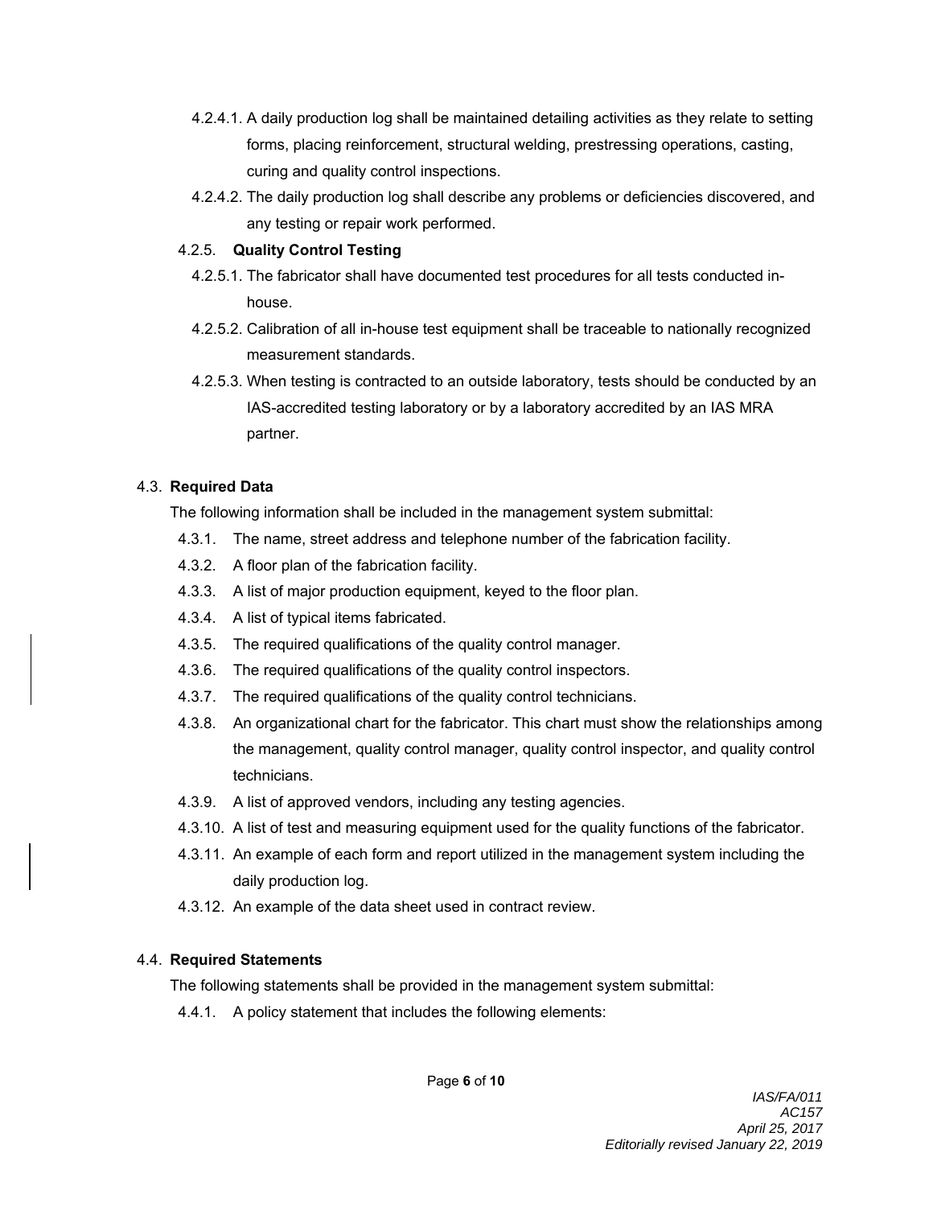4.2.4.1. A daily production log shall be maintained detailing activities as they relate to setting forms, placing reinforcement, structural welding, prestressing operations, casting, curing and quality control inspections.

4.2.4.2. The daily production log shall describe any problems or deficiencies discovered, and any testing or repair work performed.

4.2.5. **Quality Control Testing**

4.2.5.1. The fabricator shall have documented test procedures for all tests conducted in-house.

4.2.5.2. Calibration of all in-house test equipment shall be traceable to nationally recognized measurement standards.

4.2.5.3. When testing is contracted to an outside laboratory, tests should be conducted by an IAS-accredited testing laboratory or by a laboratory accredited by an IAS MRA partner.

4.3. **Required Data**

The following information shall be included in the management system submittal:

4.3.1. The name, street address and telephone number of the fabrication facility.

4.3.2. A floor plan of the fabrication facility.

4.3.3. A list of major production equipment, keyed to the floor plan.

4.3.4. A list of typical items fabricated.

4.3.5. The required qualifications of the quality control manager.

4.3.6. The required qualifications of the quality control inspectors.

4.3.7. The required qualifications of the quality control technicians.

4.3.8. An organizational chart for the fabricator. This chart must show the relationships among the management, quality control manager, quality control inspector, and quality control technicians.

4.3.9. A list of approved vendors, including any testing agencies.

4.3.10. A list of test and measuring equipment used for the quality functions of the fabricator.

4.3.11. An example of each form and report utilized in the management system including the daily production log.

4.3.12. An example of the data sheet used in contract review.

4.4. **Required Statements**

The following statements shall be provided in the management system submittal:

4.4.1. A policy statement that includes the following elements: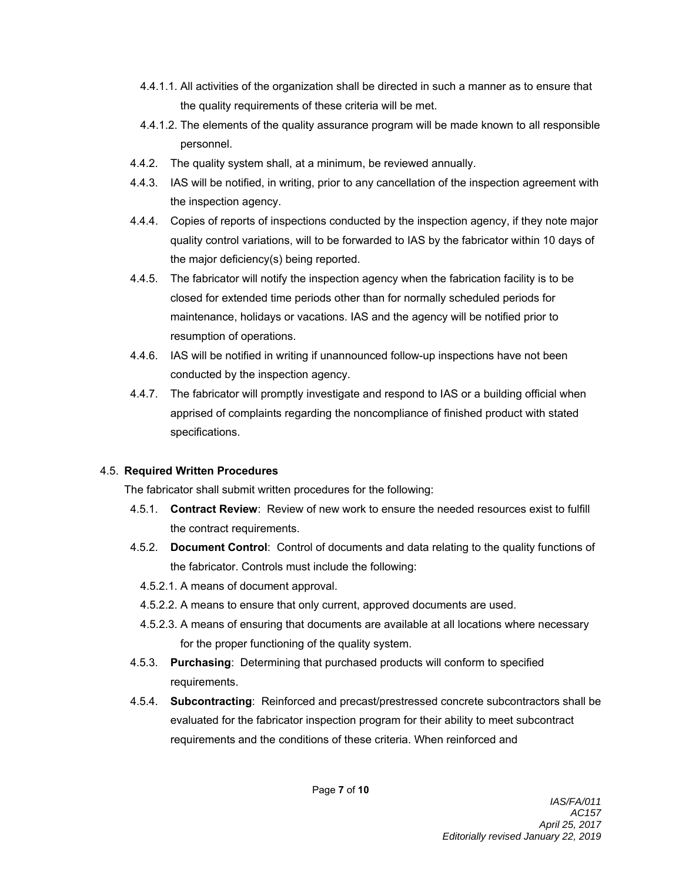4.4.1.1. All activities of the organization shall be directed in such a manner as to ensure that the quality requirements of these criteria will be met.

4.4.1.2. The elements of the quality assurance program will be made known to all responsible personnel.

4.4.2. The quality system shall, at a minimum, be reviewed annually.

4.4.3. IAS will be notified, in writing, prior to any cancellation of the inspection agreement with the inspection agency.

4.4.4. Copies of reports of inspections conducted by the inspection agency, if they note major quality control variations, will to be forwarded to IAS by the fabricator within 10 days of the major deficiency(s) being reported.

4.4.5. The fabricator will notify the inspection agency when the fabrication facility is to be closed for extended time periods other than for normally scheduled periods for maintenance, holidays or vacations. IAS and the agency will be notified prior to resumption of operations.

4.4.6. IAS will be notified in writing if unannounced follow-up inspections have not been conducted by the inspection agency.

4.4.7. The fabricator will promptly investigate and respond to IAS or a building official when apprised of complaints regarding the noncompliance of finished product with stated specifications.

### 4.5. **Required Written Procedures**

The fabricator shall submit written procedures for the following:

4.5.1. **Contract Review**: Review of new work to ensure the needed resources exist to fulfill the contract requirements.

4.5.2. **Document Control**: Control of documents and data relating to the quality functions of the fabricator. Controls must include the following:

4.5.2.1. A means of document approval.

4.5.2.2. A means to ensure that only current, approved documents are used.

4.5.2.3. A means of ensuring that documents are available at all locations where necessary for the proper functioning of the quality system.

4.5.3. **Purchasing**: Determining that purchased products will conform to specified requirements.

4.5.4. **Subcontracting**: Reinforced and precast/prestressed concrete subcontractors shall be evaluated for the fabricator inspection program for their ability to meet subcontract requirements and the conditions of these criteria. When reinforced and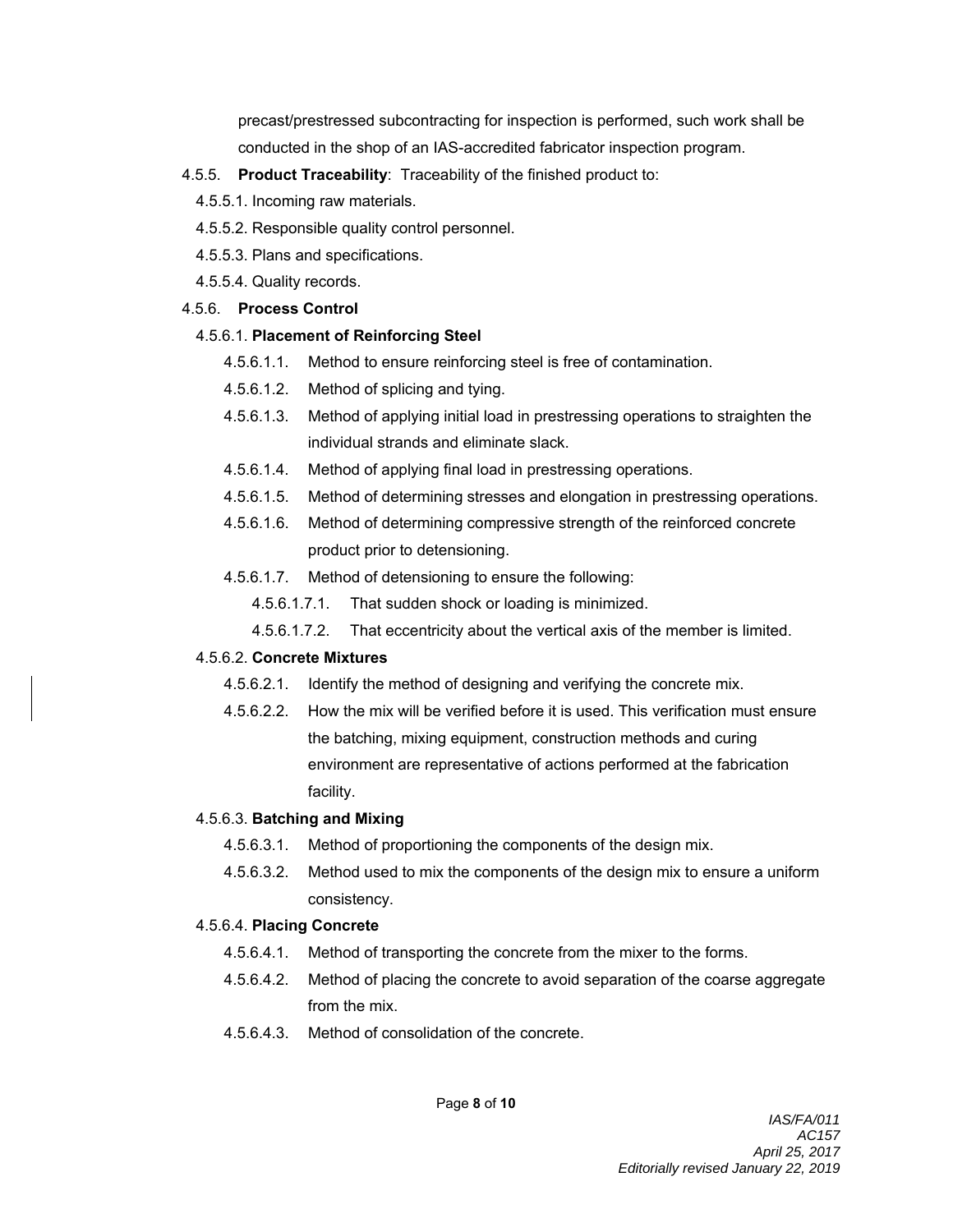precast/prestressed subcontracting for inspection is performed, such work shall be conducted in the shop of an IAS-accredited fabricator inspection program.

4.5.5. **Product Traceability**: Traceability of the finished product to:

4.5.5.1. Incoming raw materials.

4.5.5.2. Responsible quality control personnel.

4.5.5.3. Plans and specifications.

4.5.5.4. Quality records.

4.5.6. **Process Control**

4.5.6.1. **Placement of Reinforcing Steel**

4.5.6.1.1. Method to ensure reinforcing steel is free of contamination.

4.5.6.1.2. Method of splicing and tying.

4.5.6.1.3. Method of applying initial load in prestressing operations to straighten the individual strands and eliminate slack.

4.5.6.1.4. Method of applying final load in prestressing operations.

4.5.6.1.5. Method of determining stresses and elongation in prestressing operations.

4.5.6.1.6. Method of determining compressive strength of the reinforced concrete product prior to detensioning.

4.5.6.1.7. Method of detensioning to ensure the following:

4.5.6.1.7.1. That sudden shock or loading is minimized.

4.5.6.1.7.2. That eccentricity about the vertical axis of the member is limited.

4.5.6.2. **Concrete Mixtures**

4.5.6.2.1. Identify the method of designing and verifying the concrete mix.

4.5.6.2.2. How the mix will be verified before it is used. This verification must ensure the batching, mixing equipment, construction methods and curing environment are representative of actions performed at the fabrication facility.

4.5.6.3. **Batching and Mixing**

4.5.6.3.1. Method of proportioning the components of the design mix.

4.5.6.3.2. Method used to mix the components of the design mix to ensure a uniform consistency.

4.5.6.4. **Placing Concrete**

4.5.6.4.1. Method of transporting the concrete from the mixer to the forms.

4.5.6.4.2. Method of placing the concrete to avoid separation of the coarse aggregate from the mix.

4.5.6.4.3. Method of consolidation of the concrete.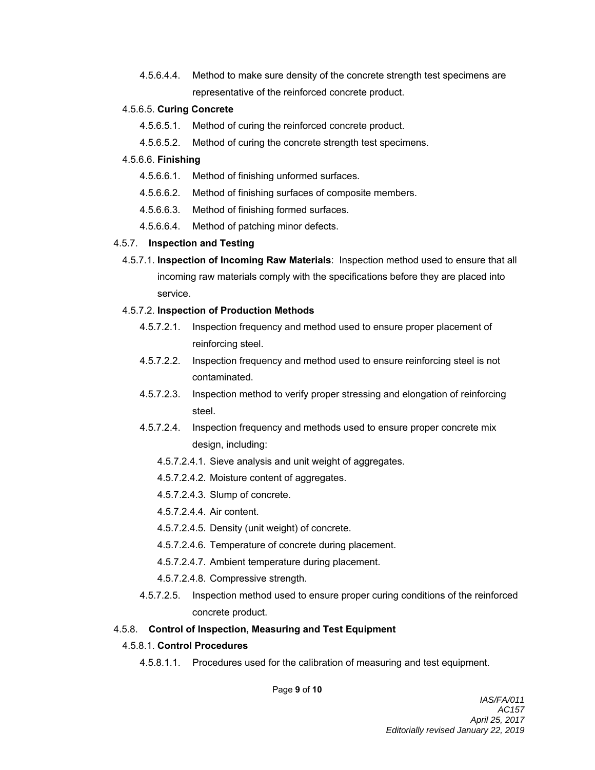4.5.6.4.4. Method to make sure density of the concrete strength test specimens are representative of the reinforced concrete product.

4.5.6.5. **Curing Concrete**

4.5.6.5.1. Method of curing the reinforced concrete product.

4.5.6.5.2. Method of curing the concrete strength test specimens.

4.5.6.6. **Finishing**

4.5.6.6.1. Method of finishing unformed surfaces.

4.5.6.6.2. Method of finishing surfaces of composite members.

4.5.6.6.3. Method of finishing formed surfaces.

4.5.6.6.4. Method of patching minor defects.

4.5.7. **Inspection and Testing**

4.5.7.1. **Inspection of Incoming Raw Materials**: Inspection method used to ensure that all incoming raw materials comply with the specifications before they are placed into service.

4.5.7.2. **Inspection of Production Methods**

4.5.7.2.1. Inspection frequency and method used to ensure proper placement of reinforcing steel.

4.5.7.2.2. Inspection frequency and method used to ensure reinforcing steel is not contaminated.

4.5.7.2.3. Inspection method to verify proper stressing and elongation of reinforcing steel.

4.5.7.2.4. Inspection frequency and methods used to ensure proper concrete mix design, including:

4.5.7.2.4.1. Sieve analysis and unit weight of aggregates.

4.5.7.2.4.2. Moisture content of aggregates.

4.5.7.2.4.3. Slump of concrete.

4.5.7.2.4.4. Air content.

4.5.7.2.4.5. Density (unit weight) of concrete.

4.5.7.2.4.6. Temperature of concrete during placement.

4.5.7.2.4.7. Ambient temperature during placement.

4.5.7.2.4.8. Compressive strength.

4.5.7.2.5. Inspection method used to ensure proper curing conditions of the reinforced concrete product.

4.5.8. **Control of Inspection, Measuring and Test Equipment**

4.5.8.1. **Control Procedures**

4.5.8.1.1. Procedures used for the calibration of measuring and test equipment.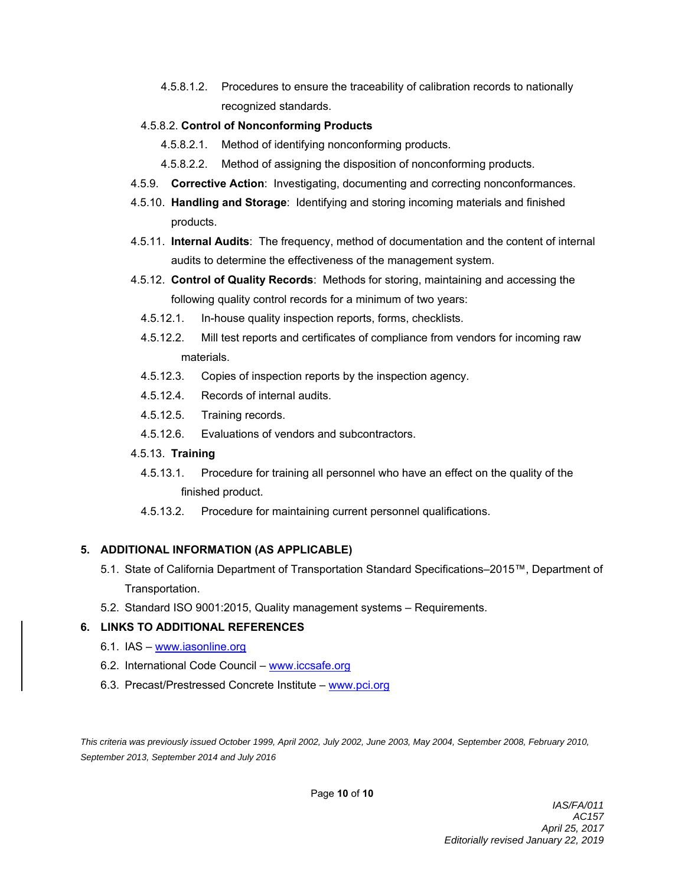4.5.8.1.2. Procedures to ensure the traceability of calibration records to nationally recognized standards.

4.5.8.2. **Control of Nonconforming Products**

4.5.8.2.1. Method of identifying nonconforming products.

4.5.8.2.2. Method of assigning the disposition of nonconforming products.

4.5.9. **Corrective Action**: Investigating, documenting and correcting nonconformances.

4.5.10. **Handling and Storage**: Identifying and storing incoming materials and finished products.

4.5.11. **Internal Audits**: The frequency, method of documentation and the content of internal audits to determine the effectiveness of the management system.

4.5.12. **Control of Quality Records**: Methods for storing, maintaining and accessing the following quality control records for a minimum of two years:

4.5.12.1. In-house quality inspection reports, forms, checklists.

4.5.12.2. Mill test reports and certificates of compliance from vendors for incoming raw materials.

4.5.12.3. Copies of inspection reports by the inspection agency.

4.5.12.4. Records of internal audits.

4.5.12.5. Training records.

4.5.12.6. Evaluations of vendors and subcontractors.

4.5.13. **Training**

4.5.13.1. Procedure for training all personnel who have an effect on the quality of the finished product.

4.5.13.2. Procedure for maintaining current personnel qualifications.

## 5. ADDITIONAL INFORMATION (AS APPLICABLE)

5.1. State of California Department of Transportation Standard Specifications–2015™, Department of Transportation.

5.2. Standard ISO 9001:2015, Quality management systems – Requirements.

## 6. LINKS TO ADDITIONAL REFERENCES

6.1. IAS – www.iasonline.org

6.2. International Code Council – www.iccsafe.org

6.3. Precast/Prestressed Concrete Institute – www.pci.org

*This criteria was previously issued October 1999, April 2002, July 2002, June 2003, May 2004, September 2008, February 2010, September 2013, September 2014 and July 2016*